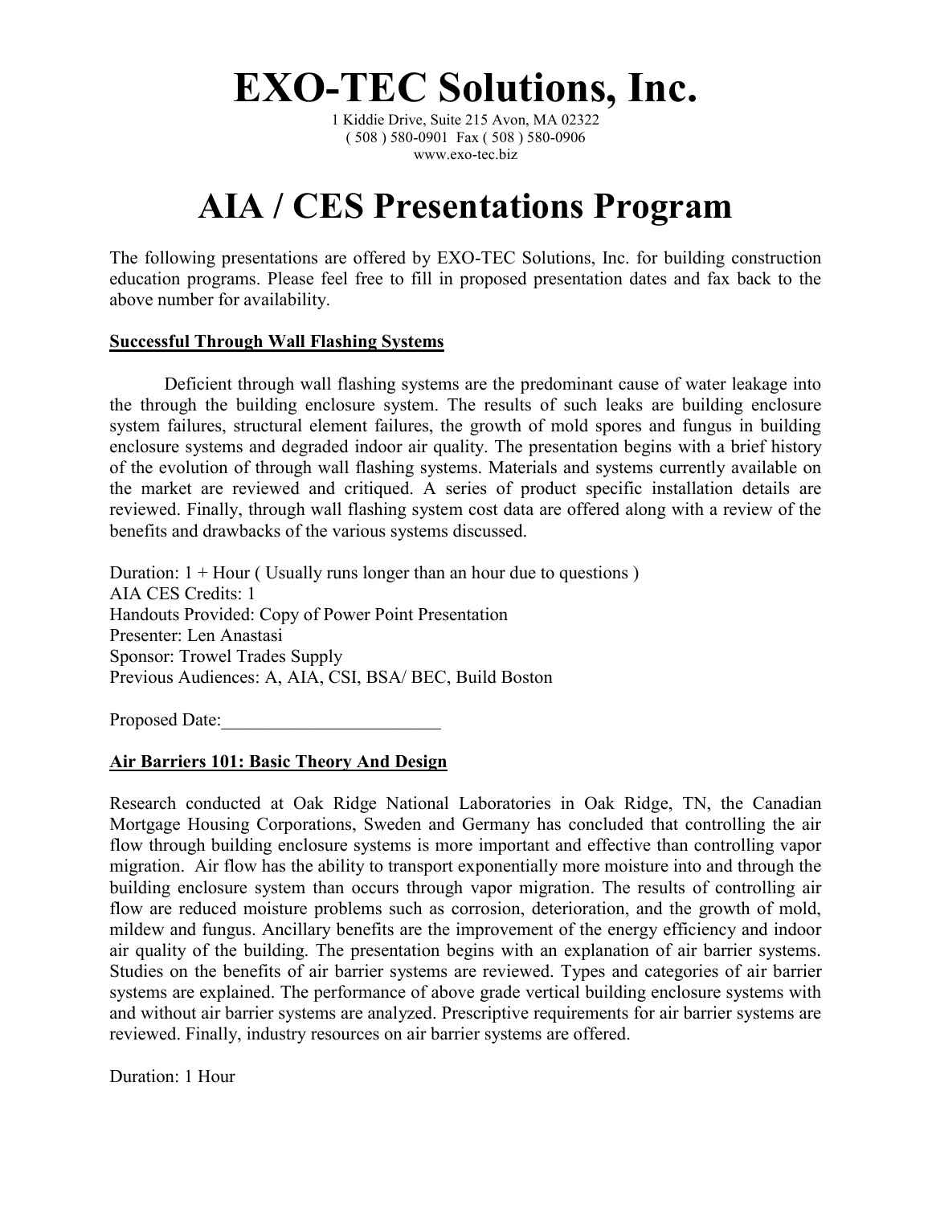# EXO-TEC Solutions, Inc.

1 Kiddie Drive, Suite 215 Avon, MA 02322
( 508 ) 580-0901 Fax ( 508 ) 580-0906
www.exo-tec.biz

# AIA / CES Presentations Program

The following presentations are offered by EXO-TEC Solutions, Inc. for building construction education programs. Please feel free to fill in proposed presentation dates and fax back to the above number for availability.

**Successful Through Wall Flashing Systems**

Deficient through wall flashing systems are the predominant cause of water leakage into the through the building enclosure system. The results of such leaks are building enclosure system failures, structural element failures, the growth of mold spores and fungus in building enclosure systems and degraded indoor air quality. The presentation begins with a brief history of the evolution of through wall flashing systems. Materials and systems currently available on the market are reviewed and critiqued. A series of product specific installation details are reviewed. Finally, through wall flashing system cost data are offered along with a review of the benefits and drawbacks of the various systems discussed.

Duration: 1 + Hour ( Usually runs longer than an hour due to questions )
AIA CES Credits: 1
Handouts Provided: Copy of Power Point Presentation
Presenter: Len Anastasi
Sponsor: Trowel Trades Supply
Previous Audiences: A, AIA, CSI, BSA/ BEC, Build Boston

Proposed Date:________________________

**Air Barriers 101: Basic Theory And Design**

Research conducted at Oak Ridge National Laboratories in Oak Ridge, TN, the Canadian Mortgage Housing Corporations, Sweden and Germany has concluded that controlling the air flow through building enclosure systems is more important and effective than controlling vapor migration. Air flow has the ability to transport exponentially more moisture into and through the building enclosure system than occurs through vapor migration. The results of controlling air flow are reduced moisture problems such as corrosion, deterioration, and the growth of mold, mildew and fungus. Ancillary benefits are the improvement of the energy efficiency and indoor air quality of the building. The presentation begins with an explanation of air barrier systems. Studies on the benefits of air barrier systems are reviewed. Types and categories of air barrier systems are explained. The performance of above grade vertical building enclosure systems with and without air barrier systems are analyzed. Prescriptive requirements for air barrier systems are reviewed. Finally, industry resources on air barrier systems are offered.

Duration: 1 Hour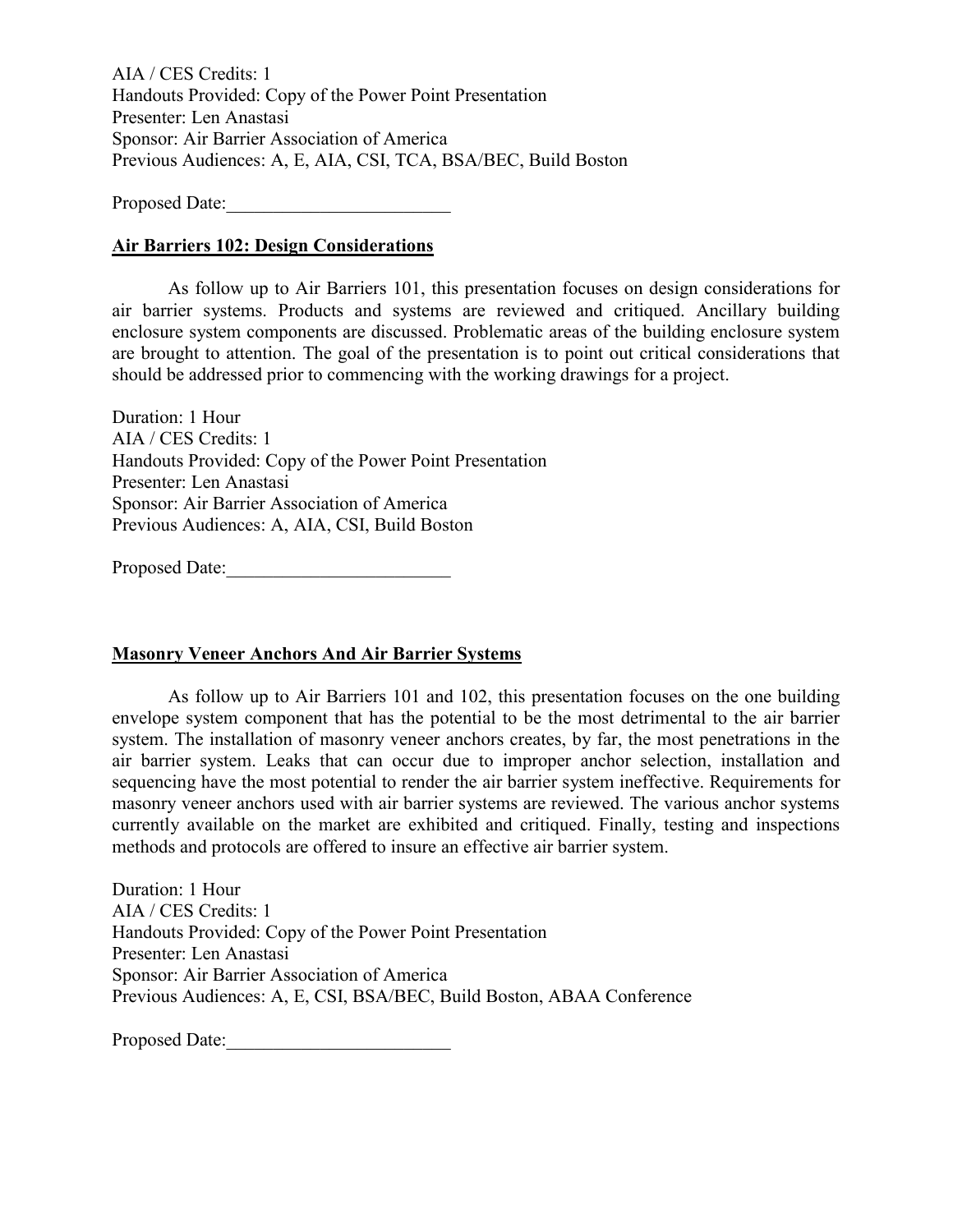AIA / CES Credits: 1
Handouts Provided: Copy of the Power Point Presentation
Presenter: Len Anastasi
Sponsor: Air Barrier Association of America
Previous Audiences: A, E, AIA, CSI, TCA, BSA/BEC, Build Boston

Proposed Date:________________________

## Air Barriers 102: Design Considerations

As follow up to Air Barriers 101, this presentation focuses on design considerations for air barrier systems. Products and systems are reviewed and critiqued. Ancillary building enclosure system components are discussed. Problematic areas of the building enclosure system are brought to attention. The goal of the presentation is to point out critical considerations that should be addressed prior to commencing with the working drawings for a project.

Duration: 1 Hour
AIA / CES Credits: 1
Handouts Provided: Copy of the Power Point Presentation
Presenter: Len Anastasi
Sponsor: Air Barrier Association of America
Previous Audiences: A, AIA, CSI, Build Boston

Proposed Date:________________________

## Masonry Veneer Anchors And Air Barrier Systems

As follow up to Air Barriers 101 and 102, this presentation focuses on the one building envelope system component that has the potential to be the most detrimental to the air barrier system. The installation of masonry veneer anchors creates, by far, the most penetrations in the air barrier system. Leaks that can occur due to improper anchor selection, installation and sequencing have the most potential to render the air barrier system ineffective. Requirements for masonry veneer anchors used with air barrier systems are reviewed. The various anchor systems currently available on the market are exhibited and critiqued. Finally, testing and inspections methods and protocols are offered to insure an effective air barrier system.

Duration: 1 Hour
AIA / CES Credits: 1
Handouts Provided: Copy of the Power Point Presentation
Presenter: Len Anastasi
Sponsor: Air Barrier Association of America
Previous Audiences: A, E, CSI, BSA/BEC, Build Boston, ABAA Conference

Proposed Date:________________________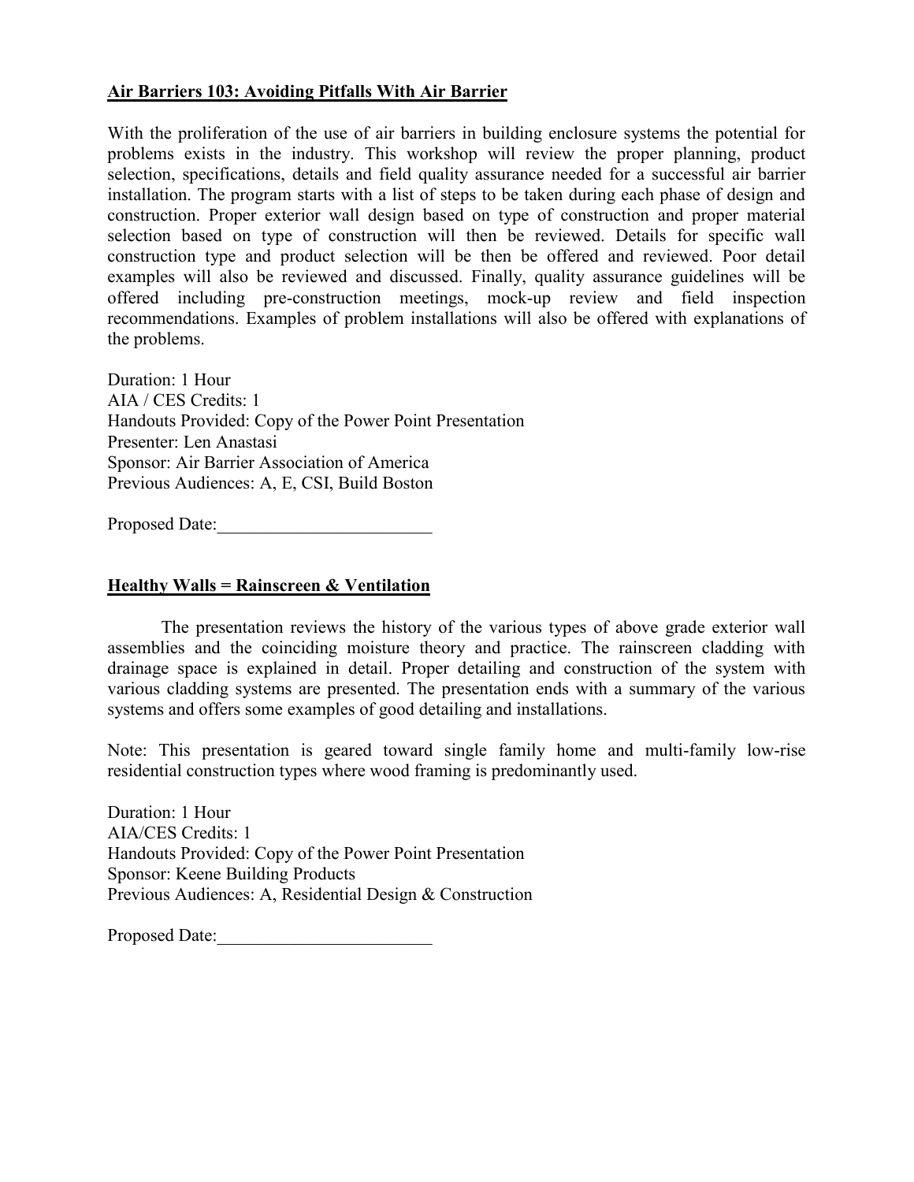**Air Barriers 103: Avoiding Pitfalls With Air Barrier**

With the proliferation of the use of air barriers in building enclosure systems the potential for problems exists in the industry. This workshop will review the proper planning, product selection, specifications, details and field quality assurance needed for a successful air barrier installation. The program starts with a list of steps to be taken during each phase of design and construction. Proper exterior wall design based on type of construction and proper material selection based on type of construction will then be reviewed. Details for specific wall construction type and product selection will be then be offered and reviewed. Poor detail examples will also be reviewed and discussed. Finally, quality assurance guidelines will be offered including pre-construction meetings, mock-up review and field inspection recommendations. Examples of problem installations will also be offered with explanations of the problems.

Duration: 1 Hour
AIA / CES Credits: 1
Handouts Provided: Copy of the Power Point Presentation
Presenter: Len Anastasi
Sponsor: Air Barrier Association of America
Previous Audiences: A, E, CSI, Build Boston

Proposed Date:\_\_\_\_\_\_\_\_\_\_\_\_\_\_\_\_\_\_\_\_\_\_\_\_

**Healthy Walls = Rainscreen & Ventilation**

The presentation reviews the history of the various types of above grade exterior wall assemblies and the coinciding moisture theory and practice. The rainscreen cladding with drainage space is explained in detail. Proper detailing and construction of the system with various cladding systems are presented. The presentation ends with a summary of the various systems and offers some examples of good detailing and installations.

Note: This presentation is geared toward single family home and multi-family low-rise residential construction types where wood framing is predominantly used.

Duration: 1 Hour
AIA/CES Credits: 1
Handouts Provided: Copy of the Power Point Presentation
Sponsor: Keene Building Products
Previous Audiences: A, Residential Design & Construction

Proposed Date:\_\_\_\_\_\_\_\_\_\_\_\_\_\_\_\_\_\_\_\_\_\_\_\_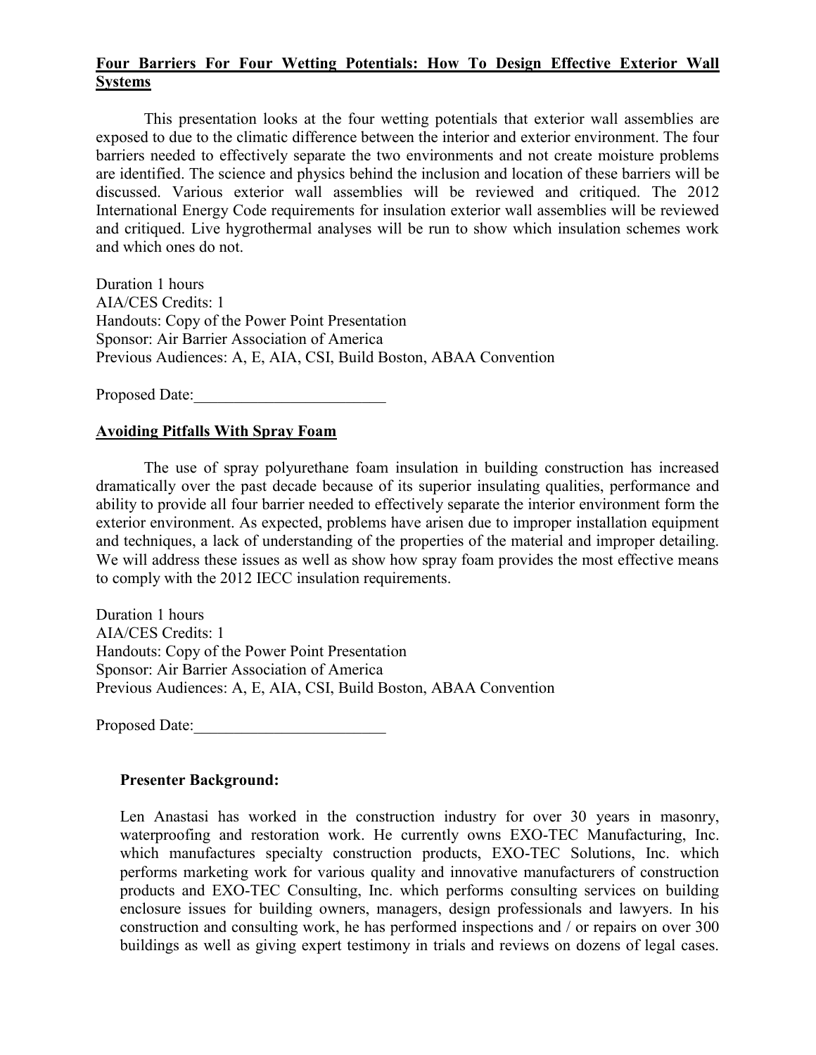**Four Barriers For Four Wetting Potentials: How To Design Effective Exterior Wall Systems**

This presentation looks at the four wetting potentials that exterior wall assemblies are exposed to due to the climatic difference between the interior and exterior environment. The four barriers needed to effectively separate the two environments and not create moisture problems are identified. The science and physics behind the inclusion and location of these barriers will be discussed. Various exterior wall assemblies will be reviewed and critiqued. The 2012 International Energy Code requirements for insulation exterior wall assemblies will be reviewed and critiqued. Live hygrothermal analyses will be run to show which insulation schemes work and which ones do not.

Duration 1 hours
AIA/CES Credits: 1
Handouts: Copy of the Power Point Presentation
Sponsor: Air Barrier Association of America
Previous Audiences: A, E, AIA, CSI, Build Boston, ABAA Convention

Proposed Date:________________________

**Avoiding Pitfalls With Spray Foam**

The use of spray polyurethane foam insulation in building construction has increased dramatically over the past decade because of its superior insulating qualities, performance and ability to provide all four barrier needed to effectively separate the interior environment form the exterior environment. As expected, problems have arisen due to improper installation equipment and techniques, a lack of understanding of the properties of the material and improper detailing. We will address these issues as well as show how spray foam provides the most effective means to comply with the 2012 IECC insulation requirements.

Duration 1 hours
AIA/CES Credits: 1
Handouts: Copy of the Power Point Presentation
Sponsor: Air Barrier Association of America
Previous Audiences: A, E, AIA, CSI, Build Boston, ABAA Convention

Proposed Date:________________________

**Presenter Background:**

Len Anastasi has worked in the construction industry for over 30 years in masonry, waterproofing and restoration work. He currently owns EXO-TEC Manufacturing, Inc. which manufactures specialty construction products, EXO-TEC Solutions, Inc. which performs marketing work for various quality and innovative manufacturers of construction products and EXO-TEC Consulting, Inc. which performs consulting services on building enclosure issues for building owners, managers, design professionals and lawyers. In his construction and consulting work, he has performed inspections and / or repairs on over 300 buildings as well as giving expert testimony in trials and reviews on dozens of legal cases.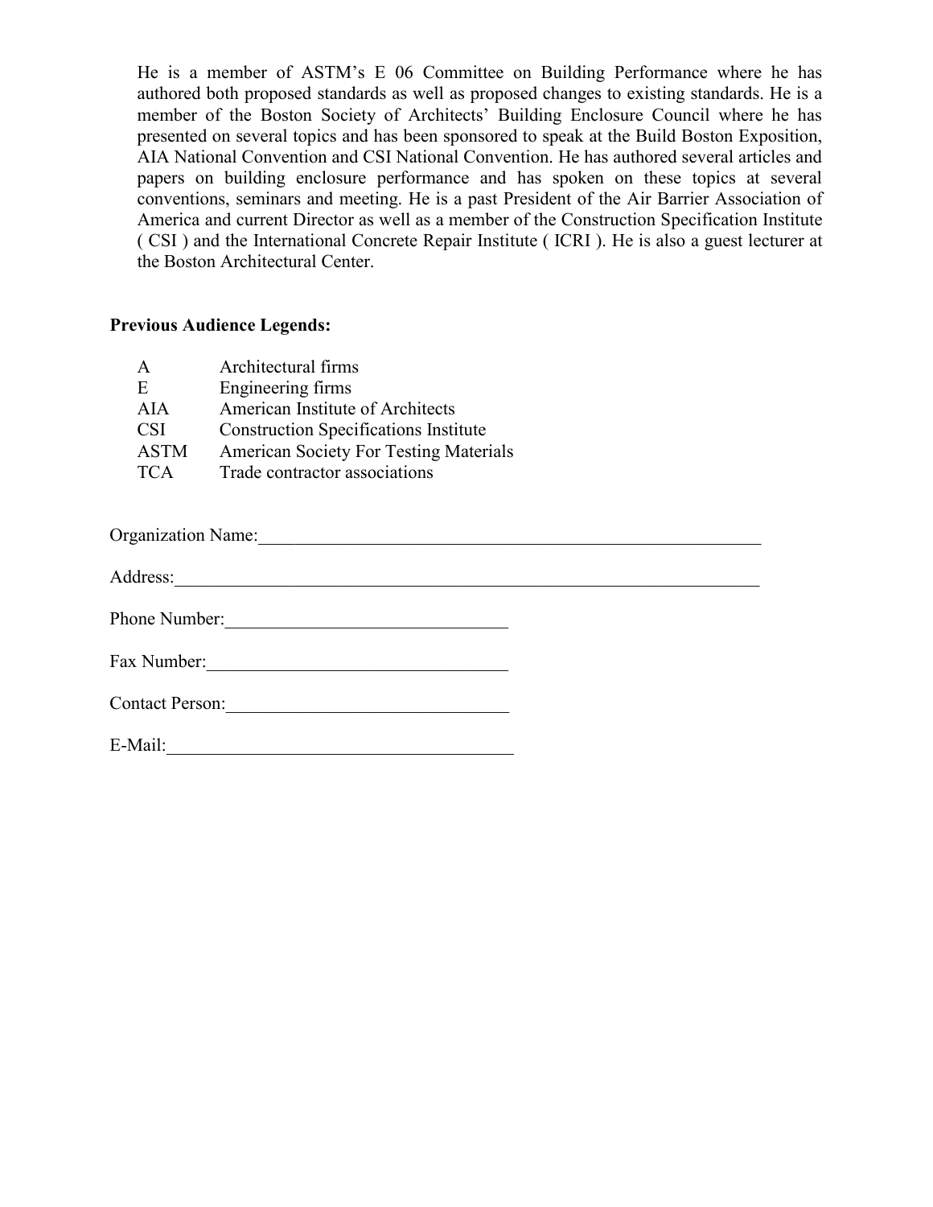He is a member of ASTM's E 06 Committee on Building Performance where he has authored both proposed standards as well as proposed changes to existing standards. He is a member of the Boston Society of Architects' Building Enclosure Council where he has presented on several topics and has been sponsored to speak at the Build Boston Exposition, AIA National Convention and CSI National Convention. He has authored several articles and papers on building enclosure performance and has spoken on these topics at several conventions, seminars and meeting. He is a past President of the Air Barrier Association of America and current Director as well as a member of the Construction Specification Institute ( CSI ) and the International Concrete Repair Institute ( ICRI ). He is also a guest lecturer at the Boston Architectural Center.

**Previous Audience Legends:**

| | |
|---|---|
| A | Architectural firms |
| E | Engineering firms |
| AIA | American Institute of Architects |
| CSI | Construction Specifications Institute |
| ASTM | American Society For Testing Materials |
| TCA | Trade contractor associations |

Organization Name:\_\_\_\_\_\_\_\_\_\_\_\_\_\_\_\_\_\_\_\_\_\_\_\_\_\_\_\_\_\_\_\_\_\_\_\_\_\_\_\_\_\_\_\_\_\_\_\_\_\_\_\_\_\_

Address:\_\_\_\_\_\_\_\_\_\_\_\_\_\_\_\_\_\_\_\_\_\_\_\_\_\_\_\_\_\_\_\_\_\_\_\_\_\_\_\_\_\_\_\_\_\_\_\_\_\_\_\_\_\_\_\_\_\_\_\_\_\_

Phone Number:\_\_\_\_\_\_\_\_\_\_\_\_\_\_\_\_\_\_\_\_\_\_\_\_\_\_\_\_\_\_

Fax Number:\_\_\_\_\_\_\_\_\_\_\_\_\_\_\_\_\_\_\_\_\_\_\_\_\_\_\_\_\_\_\_\_

Contact Person:\_\_\_\_\_\_\_\_\_\_\_\_\_\_\_\_\_\_\_\_\_\_\_\_\_\_\_\_\_\_

E-Mail:\_\_\_\_\_\_\_\_\_\_\_\_\_\_\_\_\_\_\_\_\_\_\_\_\_\_\_\_\_\_\_\_\_\_\_\_\_\_